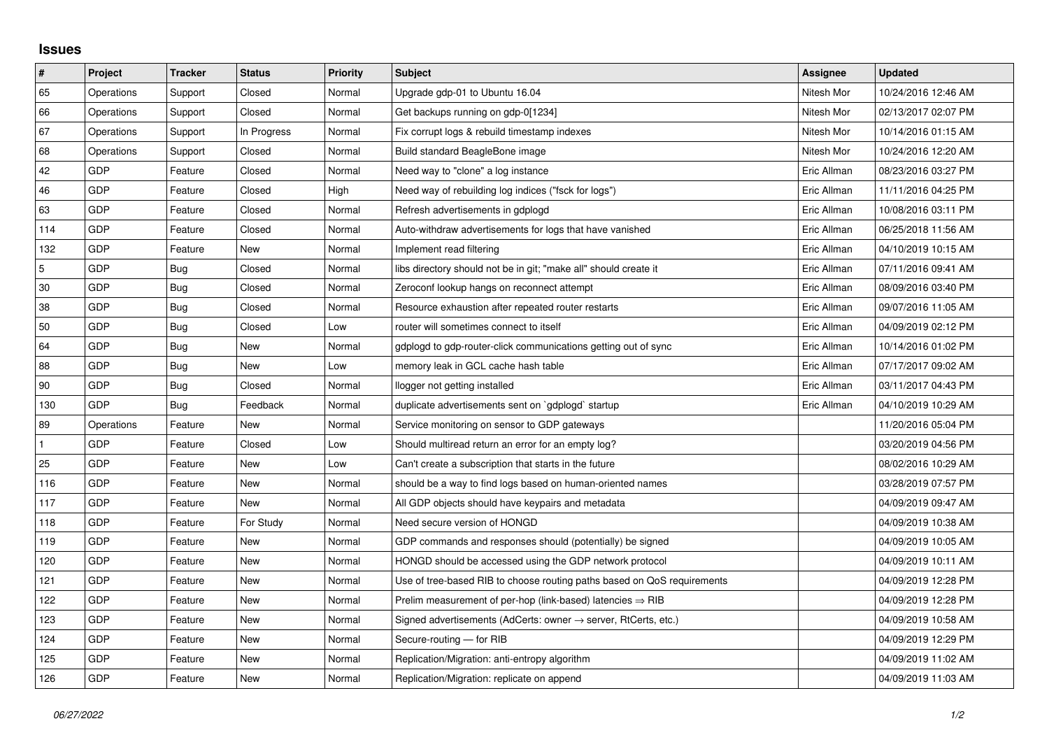## Issues

| # | Project | Tracker | Status | Priority | Subject | Assignee | Updated |
|---|---|---|---|---|---|---|---|
| 65 | Operations | Support | Closed | Normal | Upgrade gdp-01 to Ubuntu 16.04 | Nitesh Mor | 10/24/2016 12:46 AM |
| 66 | Operations | Support | Closed | Normal | Get backups running on gdp-0[1234] | Nitesh Mor | 02/13/2017 02:07 PM |
| 67 | Operations | Support | In Progress | Normal | Fix corrupt logs & rebuild timestamp indexes | Nitesh Mor | 10/14/2016 01:15 AM |
| 68 | Operations | Support | Closed | Normal | Build standard BeagleBone image | Nitesh Mor | 10/24/2016 12:20 AM |
| 42 | GDP | Feature | Closed | Normal | Need way to "clone" a log instance | Eric Allman | 08/23/2016 03:27 PM |
| 46 | GDP | Feature | Closed | High | Need way of rebuilding log indices ("fsck for logs") | Eric Allman | 11/11/2016 04:25 PM |
| 63 | GDP | Feature | Closed | Normal | Refresh advertisements in gdplogd | Eric Allman | 10/08/2016 03:11 PM |
| 114 | GDP | Feature | Closed | Normal | Auto-withdraw advertisements for logs that have vanished | Eric Allman | 06/25/2018 11:56 AM |
| 132 | GDP | Feature | New | Normal | Implement read filtering | Eric Allman | 04/10/2019 10:15 AM |
| 5 | GDP | Bug | Closed | Normal | libs directory should not be in git; "make all" should create it | Eric Allman | 07/11/2016 09:41 AM |
| 30 | GDP | Bug | Closed | Normal | Zeroconf lookup hangs on reconnect attempt | Eric Allman | 08/09/2016 03:40 PM |
| 38 | GDP | Bug | Closed | Normal | Resource exhaustion after repeated router restarts | Eric Allman | 09/07/2016 11:05 AM |
| 50 | GDP | Bug | Closed | Low | router will sometimes connect to itself | Eric Allman | 04/09/2019 02:12 PM |
| 64 | GDP | Bug | New | Normal | gdplogd to gdp-router-click communications getting out of sync | Eric Allman | 10/14/2016 01:02 PM |
| 88 | GDP | Bug | New | Low | memory leak in GCL cache hash table | Eric Allman | 07/17/2017 09:02 AM |
| 90 | GDP | Bug | Closed | Normal | llogger not getting installed | Eric Allman | 03/11/2017 04:43 PM |
| 130 | GDP | Bug | Feedback | Normal | duplicate advertisements sent on `gdplogd` startup | Eric Allman | 04/10/2019 10:29 AM |
| 89 | Operations | Feature | New | Normal | Service monitoring on sensor to GDP gateways | | 11/20/2016 05:04 PM |
| 1 | GDP | Feature | Closed | Low | Should multiread return an error for an empty log? | | 03/20/2019 04:56 PM |
| 25 | GDP | Feature | New | Low | Can't create a subscription that starts in the future | | 08/02/2016 10:29 AM |
| 116 | GDP | Feature | New | Normal | should be a way to find logs based on human-oriented names | | 03/28/2019 07:57 PM |
| 117 | GDP | Feature | New | Normal | All GDP objects should have keypairs and metadata | | 04/09/2019 09:47 AM |
| 118 | GDP | Feature | For Study | Normal | Need secure version of HONGD | | 04/09/2019 10:38 AM |
| 119 | GDP | Feature | New | Normal | GDP commands and responses should (potentially) be signed | | 04/09/2019 10:05 AM |
| 120 | GDP | Feature | New | Normal | HONGD should be accessed using the GDP network protocol | | 04/09/2019 10:11 AM |
| 121 | GDP | Feature | New | Normal | Use of tree-based RIB to choose routing paths based on QoS requirements | | 04/09/2019 12:28 PM |
| 122 | GDP | Feature | New | Normal | Prelim measurement of per-hop (link-based) latencies ⇒ RIB | | 04/09/2019 12:28 PM |
| 123 | GDP | Feature | New | Normal | Signed advertisements (AdCerts: owner → server, RtCerts, etc.) | | 04/09/2019 10:58 AM |
| 124 | GDP | Feature | New | Normal | Secure-routing — for RIB | | 04/09/2019 12:29 PM |
| 125 | GDP | Feature | New | Normal | Replication/Migration: anti-entropy algorithm | | 04/09/2019 11:02 AM |
| 126 | GDP | Feature | New | Normal | Replication/Migration: replicate on append | | 04/09/2019 11:03 AM |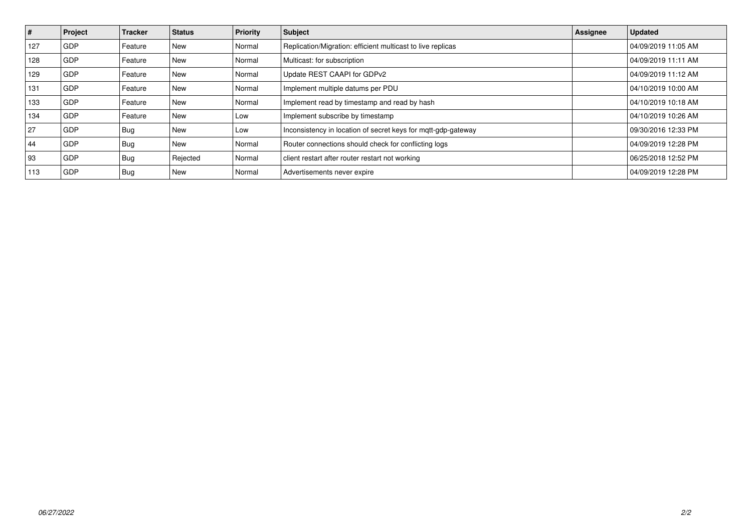| # | Project | Tracker | Status | Priority | Subject | Assignee | Updated |
|---|---|---|---|---|---|---|---|
| 127 | GDP | Feature | New | Normal | Replication/Migration: efficient multicast to live replicas | | 04/09/2019 11:05 AM |
| 128 | GDP | Feature | New | Normal | Multicast: for subscription | | 04/09/2019 11:11 AM |
| 129 | GDP | Feature | New | Normal | Update REST CAAPI for GDPv2 | | 04/09/2019 11:12 AM |
| 131 | GDP | Feature | New | Normal | Implement multiple datums per PDU | | 04/10/2019 10:00 AM |
| 133 | GDP | Feature | New | Normal | Implement read by timestamp and read by hash | | 04/10/2019 10:18 AM |
| 134 | GDP | Feature | New | Low | Implement subscribe by timestamp | | 04/10/2019 10:26 AM |
| 27 | GDP | Bug | New | Low | Inconsistency in location of secret keys for mqtt-gdp-gateway | | 09/30/2016 12:33 PM |
| 44 | GDP | Bug | New | Normal | Router connections should check for conflicting logs | | 04/09/2019 12:28 PM |
| 93 | GDP | Bug | Rejected | Normal | client restart after router restart not working | | 06/25/2018 12:52 PM |
| 113 | GDP | Bug | New | Normal | Advertisements never expire | | 04/09/2019 12:28 PM |